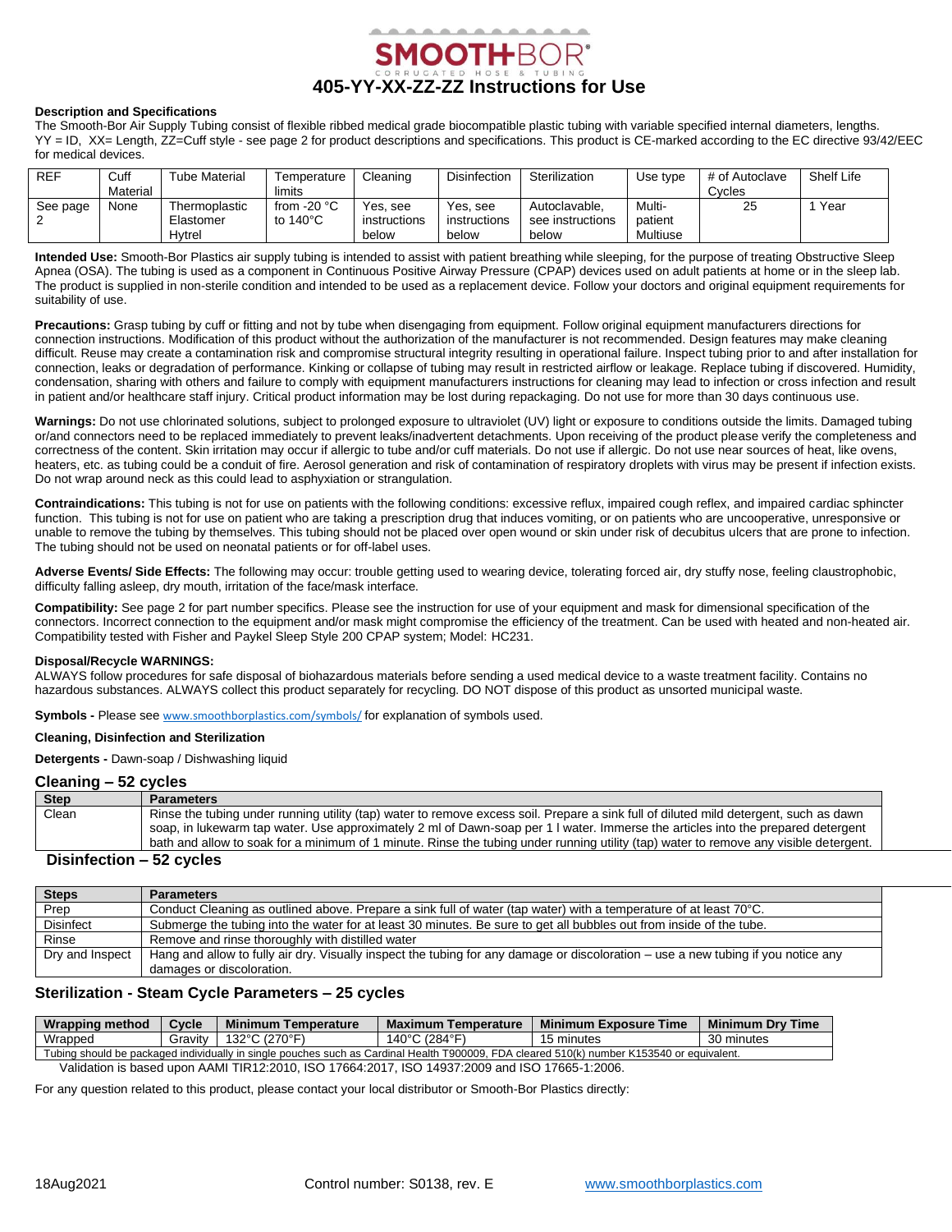# 405-YY-XX-ZZ-ZZ Instructions for Use

**Description and Specifications**

The Smooth-Bor Air Supply Tubing consist of flexible ribbed medical grade biocompatible plastic tubing with variable specified internal diameters, lengths. YY = ID, XX= Length, ZZ=Cuff style - see page 2 for product descriptions and specifications. This product is CE-marked according to the EC directive 93/42/EEC for medical devices.

| REF | Cuff Material | Tube Material | Temperature limits | Cleaning | Disinfection | Sterilization | Use type | # of Autoclave Cycles | Shelf Life |
|---|---|---|---|---|---|---|---|---|---|
| See page 2 | None | Thermoplastic Elastomer Hytrel | from -20 °C to 140°C | Yes, see instructions below | Yes, see instructions below | Autoclavable, see instructions below | Multi-patient Multiuse | 25 | 1 Year |

**Intended Use:** Smooth-Bor Plastics air supply tubing is intended to assist with patient breathing while sleeping, for the purpose of treating Obstructive Sleep Apnea (OSA). The tubing is used as a component in Continuous Positive Airway Pressure (CPAP) devices used on adult patients at home or in the sleep lab. The product is supplied in non-sterile condition and intended to be used as a replacement device. Follow your doctors and original equipment requirements for suitability of use.

**Precautions:** Grasp tubing by cuff or fitting and not by tube when disengaging from equipment. Follow original equipment manufacturers directions for connection instructions. Modification of this product without the authorization of the manufacturer is not recommended. Design features may make cleaning difficult. Reuse may create a contamination risk and compromise structural integrity resulting in operational failure. Inspect tubing prior to and after installation for connection, leaks or degradation of performance. Kinking or collapse of tubing may result in restricted airflow or leakage. Replace tubing if discovered. Humidity, condensation, sharing with others and failure to comply with equipment manufacturers instructions for cleaning may lead to infection or cross infection and result in patient and/or healthcare staff injury. Critical product information may be lost during repackaging. Do not use for more than 30 days continuous use.

**Warnings:** Do not use chlorinated solutions, subject to prolonged exposure to ultraviolet (UV) light or exposure to conditions outside the limits. Damaged tubing or/and connectors need to be replaced immediately to prevent leaks/inadvertent detachments. Upon receiving of the product please verify the completeness and correctness of the content. Skin irritation may occur if allergic to tube and/or cuff materials. Do not use if allergic. Do not use near sources of heat, like ovens, heaters, etc. as tubing could be a conduit of fire. Aerosol generation and risk of contamination of respiratory droplets with virus may be present if infection exists. Do not wrap around neck as this could lead to asphyxiation or strangulation.

**Contraindications:** This tubing is not for use on patients with the following conditions: excessive reflux, impaired cough reflex, and impaired cardiac sphincter function. This tubing is not for use on patient who are taking a prescription drug that induces vomiting, or on patients who are uncooperative, unresponsive or unable to remove the tubing by themselves. This tubing should not be placed over open wound or skin under risk of decubitus ulcers that are prone to infection. The tubing should not be used on neonatal patients or for off-label uses.

**Adverse Events/ Side Effects:** The following may occur: trouble getting used to wearing device, tolerating forced air, dry stuffy nose, feeling claustrophobic, difficulty falling asleep, dry mouth, irritation of the face/mask interface.

**Compatibility:** See page 2 for part number specifics. Please see the instruction for use of your equipment and mask for dimensional specification of the connectors. Incorrect connection to the equipment and/or mask might compromise the efficiency of the treatment. Can be used with heated and non-heated air. Compatibility tested with Fisher and Paykel Sleep Style 200 CPAP system; Model: HC231.

**Disposal/Recycle WARNINGS:**

ALWAYS follow procedures for safe disposal of biohazardous materials before sending a used medical device to a waste treatment facility. Contains no hazardous substances. ALWAYS collect this product separately for recycling. DO NOT dispose of this product as unsorted municipal waste.

**Symbols -** Please see www.smoothborplastics.com/symbols/ for explanation of symbols used.

**Cleaning, Disinfection and Sterilization**

**Detergents -** Dawn-soap / Dishwashing liquid

## Cleaning – 52 cycles

| Step | Parameters |
|---|---|
| Clean | Rinse the tubing under running utility (tap) water to remove excess soil. Prepare a sink full of diluted mild detergent, such as dawn soap, in lukewarm tap water. Use approximately 2 ml of Dawn-soap per 1 l water. Immerse the articles into the prepared detergent bath and allow to soak for a minimum of 1 minute. Rinse the tubing under running utility (tap) water to remove any visible detergent. |

## Disinfection – 52 cycles

| Steps | Parameters |
|---|---|
| Prep | Conduct Cleaning as outlined above. Prepare a sink full of water (tap water) with a temperature of at least 70°C. |
| Disinfect | Submerge the tubing into the water for at least 30 minutes. Be sure to get all bubbles out from inside of the tube. |
| Rinse | Remove and rinse thoroughly with distilled water |
| Dry and Inspect | Hang and allow to fully air dry. Visually inspect the tubing for any damage or discoloration – use a new tubing if you notice any damages or discoloration. |

## Sterilization - Steam Cycle Parameters – 25 cycles

| Wrapping method | Cycle | Minimum Temperature | Maximum Temperature | Minimum Exposure Time | Minimum Dry Time |
|---|---|---|---|---|---|
| Wrapped | Gravity | 132°C (270°F) | 140°C (284°F) | 15 minutes | 30 minutes |
| Tubing should be packaged individually in single pouches such as Cardinal Health T900009, FDA cleared 510(k) number K153540 or equivalent. | | | | | |

Validation is based upon AAMI TIR12:2010, ISO 17664:2017, ISO 14937:2009 and ISO 17665-1:2006.

For any question related to this product, please contact your local distributor or Smooth-Bor Plastics directly:

18Aug2021 Control number: S0138, rev. E www.smoothborplastics.com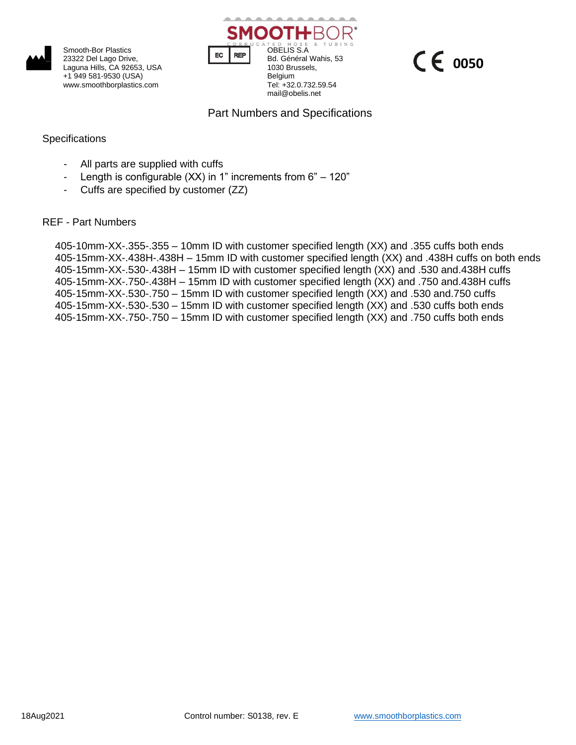Smooth-Bor Plastics
23322 Del Lago Drive,
Laguna Hills, CA 92653, USA
+1 949 581-9530 (USA)
www.smoothborplastics.com

SMOOTH-BOR®
CORRUGATED HOSE & TUBING

EC REP
OBELIS S.A
Bd. Général Wahis, 53
1030 Brussels,
Belgium
Tel: +32.0.732.59.54
mail@obelis.net

CE 0050

# Part Numbers and Specifications

## Specifications

- All parts are supplied with cuffs
- Length is configurable (XX) in 1" increments from 6" – 120"
- Cuffs are specified by customer (ZZ)

## REF - Part Numbers

405-10mm-XX-.355-.355 – 10mm ID with customer specified length (XX) and .355 cuffs both ends
405-15mm-XX-.438H-.438H – 15mm ID with customer specified length (XX) and .438H cuffs on both ends
405-15mm-XX-.530-.438H – 15mm ID with customer specified length (XX) and .530 and.438H cuffs
405-15mm-XX-.750-.438H – 15mm ID with customer specified length (XX) and .750 and.438H cuffs
405-15mm-XX-.530-.750 – 15mm ID with customer specified length (XX) and .530 and.750 cuffs
405-15mm-XX-.530-.530 – 15mm ID with customer specified length (XX) and .530 cuffs both ends
405-15mm-XX-.750-.750 – 15mm ID with customer specified length (XX) and .750 cuffs both ends

18Aug2021 Control number: S0138, rev. E www.smoothborplastics.com